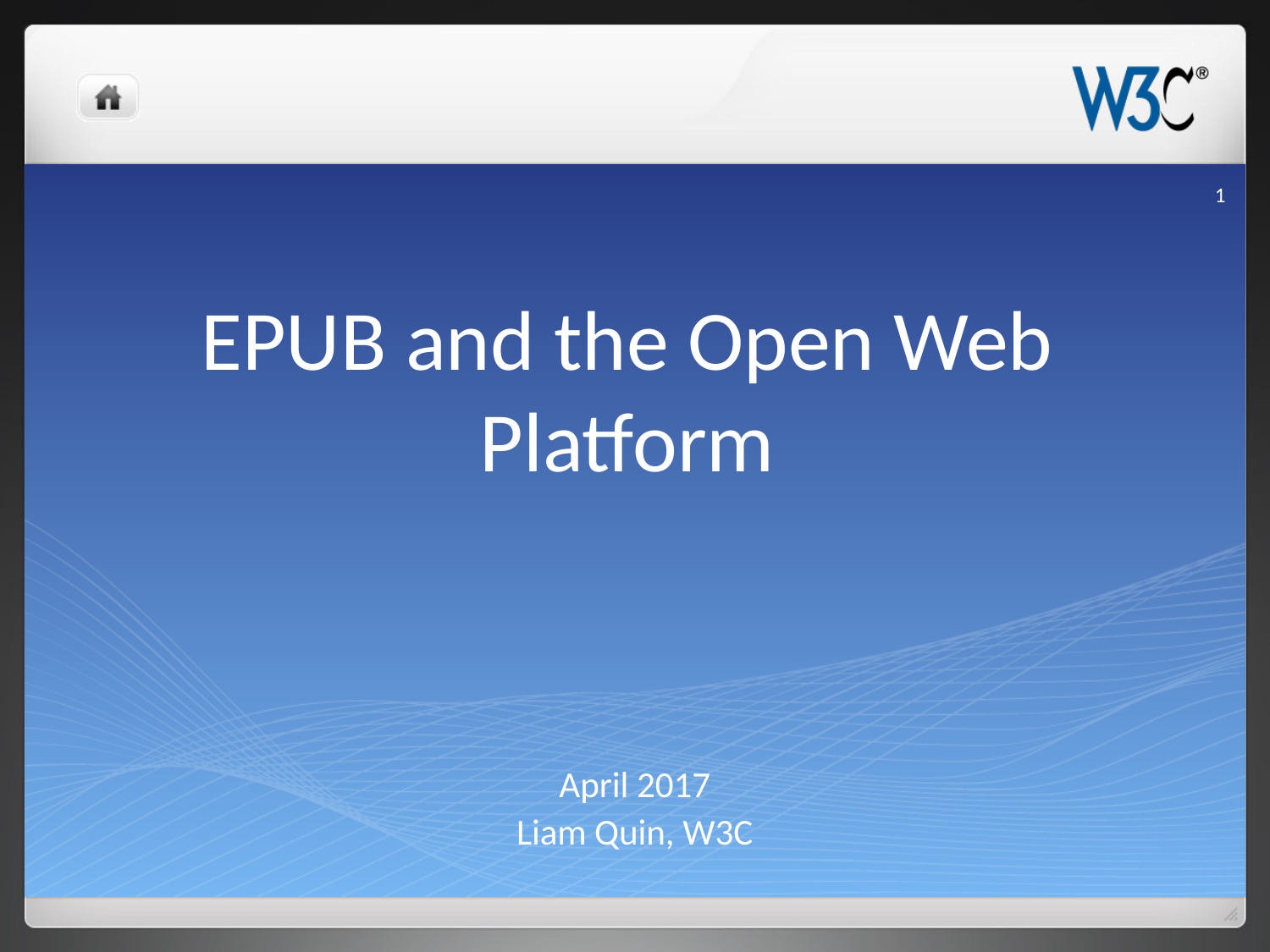# EPUB and the Open Web Platform

April 2017

Liam Quin, W3C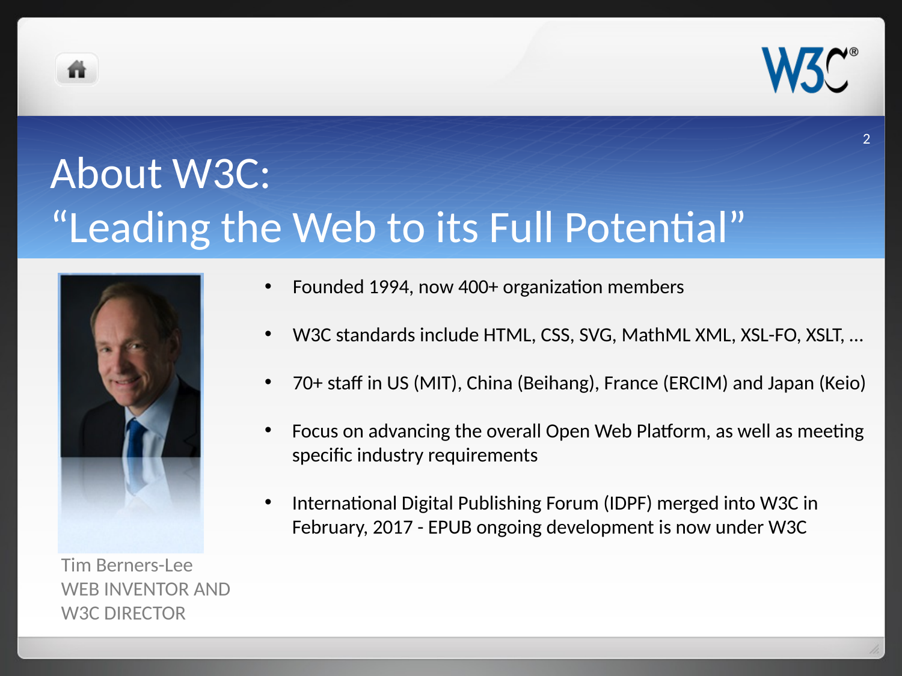# About W3C: "Leading the Web to its Full Potential"

Tim Berners-Lee
WEB INVENTOR AND W3C DIRECTOR

- Founded 1994, now 400+ organization members
- W3C standards include HTML, CSS, SVG, MathML XML, XSL-FO, XSLT, …
- 70+ staff in US (MIT), China (Beihang), France (ERCIM) and Japan (Keio)
- Focus on advancing the overall Open Web Platform, as well as meeting specific industry requirements
- International Digital Publishing Forum (IDPF) merged into W3C in February, 2017 - EPUB ongoing development is now under W3C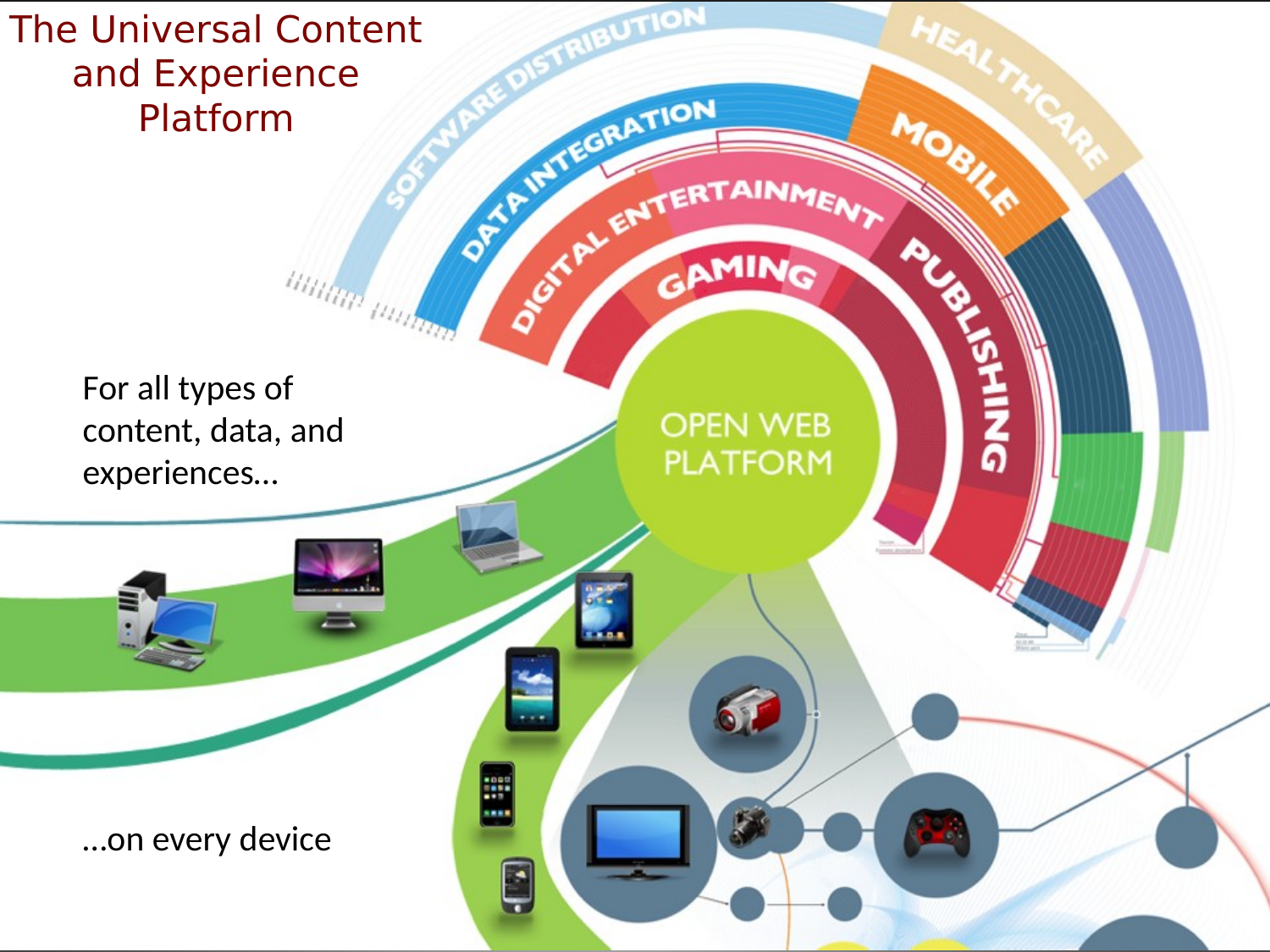# The Universal Content and Experience Platform

For all types of content, data, and experiences…

…on every device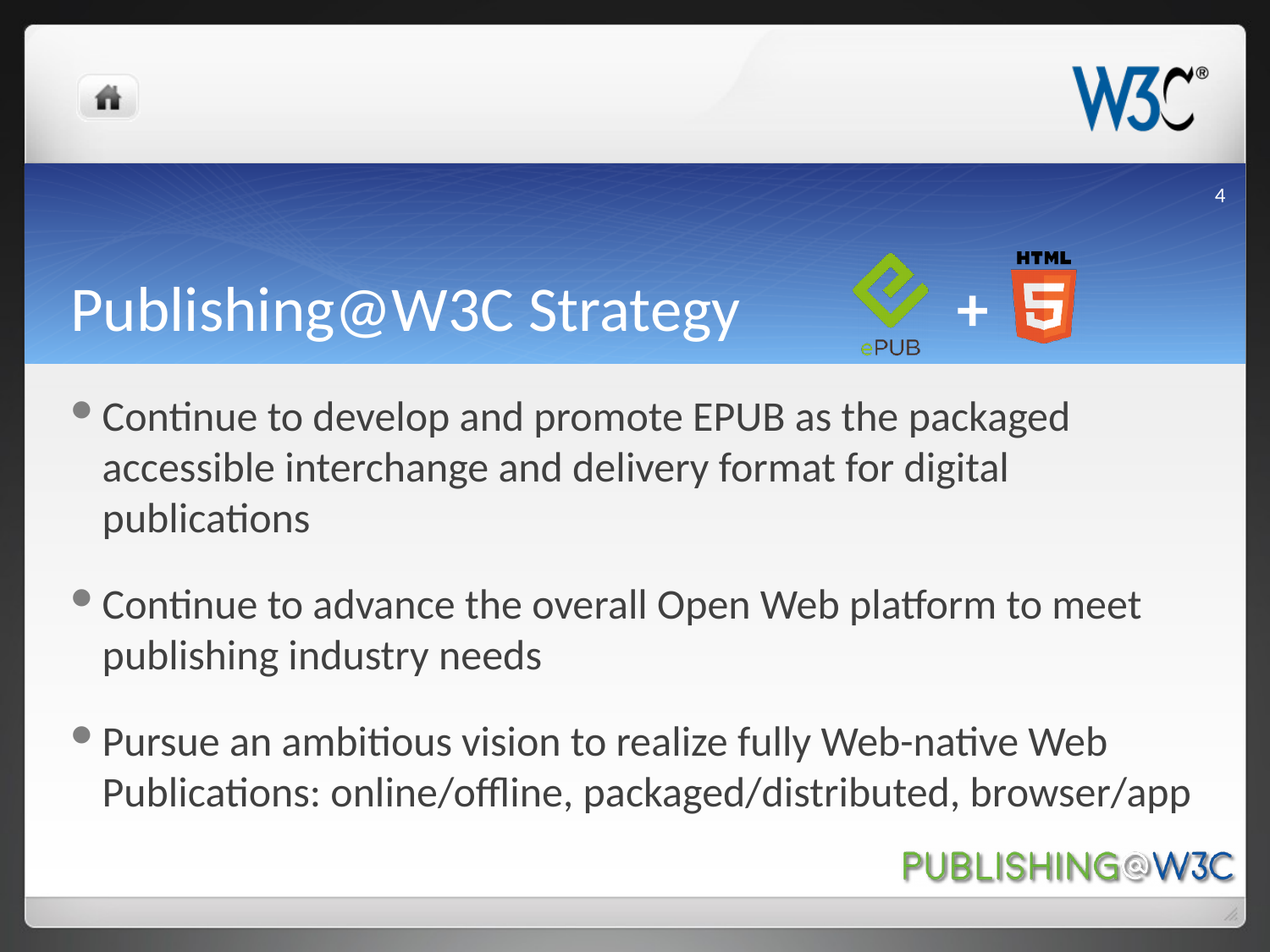# Publishing@W3C Strategy

- Continue to develop and promote EPUB as the packaged accessible interchange and delivery format for digital publications
- Continue to advance the overall Open Web platform to meet publishing industry needs
- Pursue an ambitious vision to realize fully Web-native Web Publications: online/offline, packaged/distributed, browser/app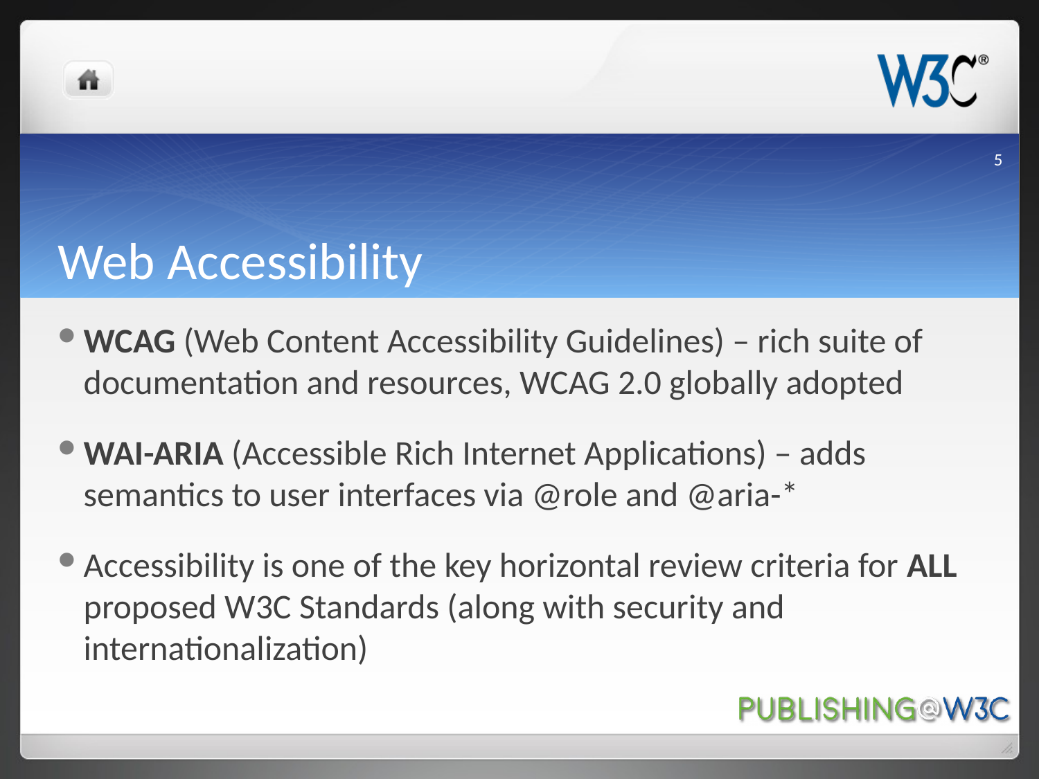# Web Accessibility

- **WCAG** (Web Content Accessibility Guidelines) – rich suite of documentation and resources, WCAG 2.0 globally adopted
- **WAI-ARIA** (Accessible Rich Internet Applications) – adds semantics to user interfaces via @role and @aria-*
- Accessibility is one of the key horizontal review criteria for **ALL** proposed W3C Standards (along with security and internationalization)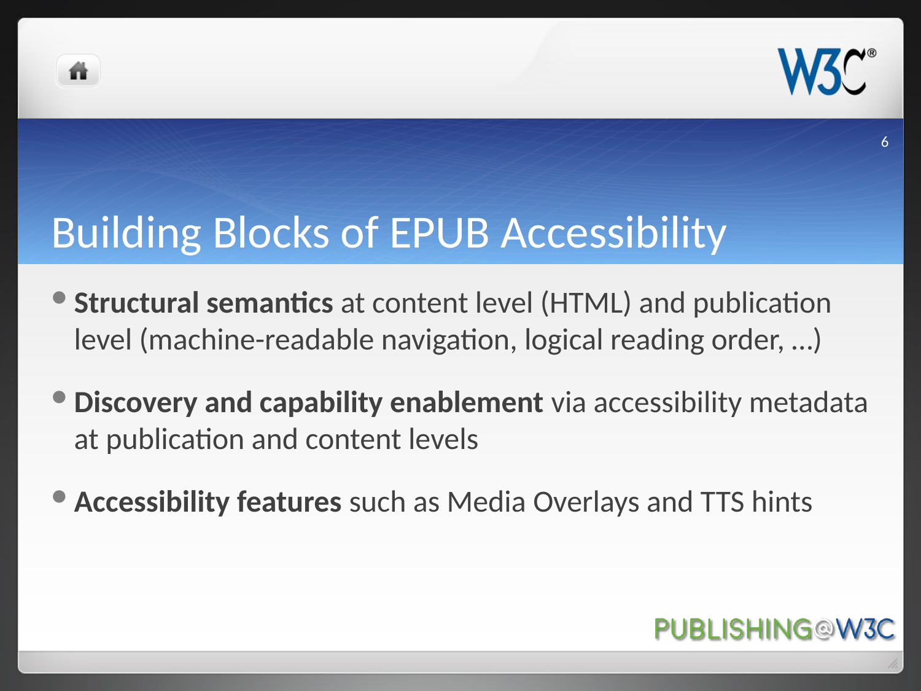# Building Blocks of EPUB Accessibility

- **Structural semantics** at content level (HTML) and publication level (machine-readable navigation, logical reading order, …)
- **Discovery and capability enablement** via accessibility metadata at publication and content levels
- **Accessibility features** such as Media Overlays and TTS hints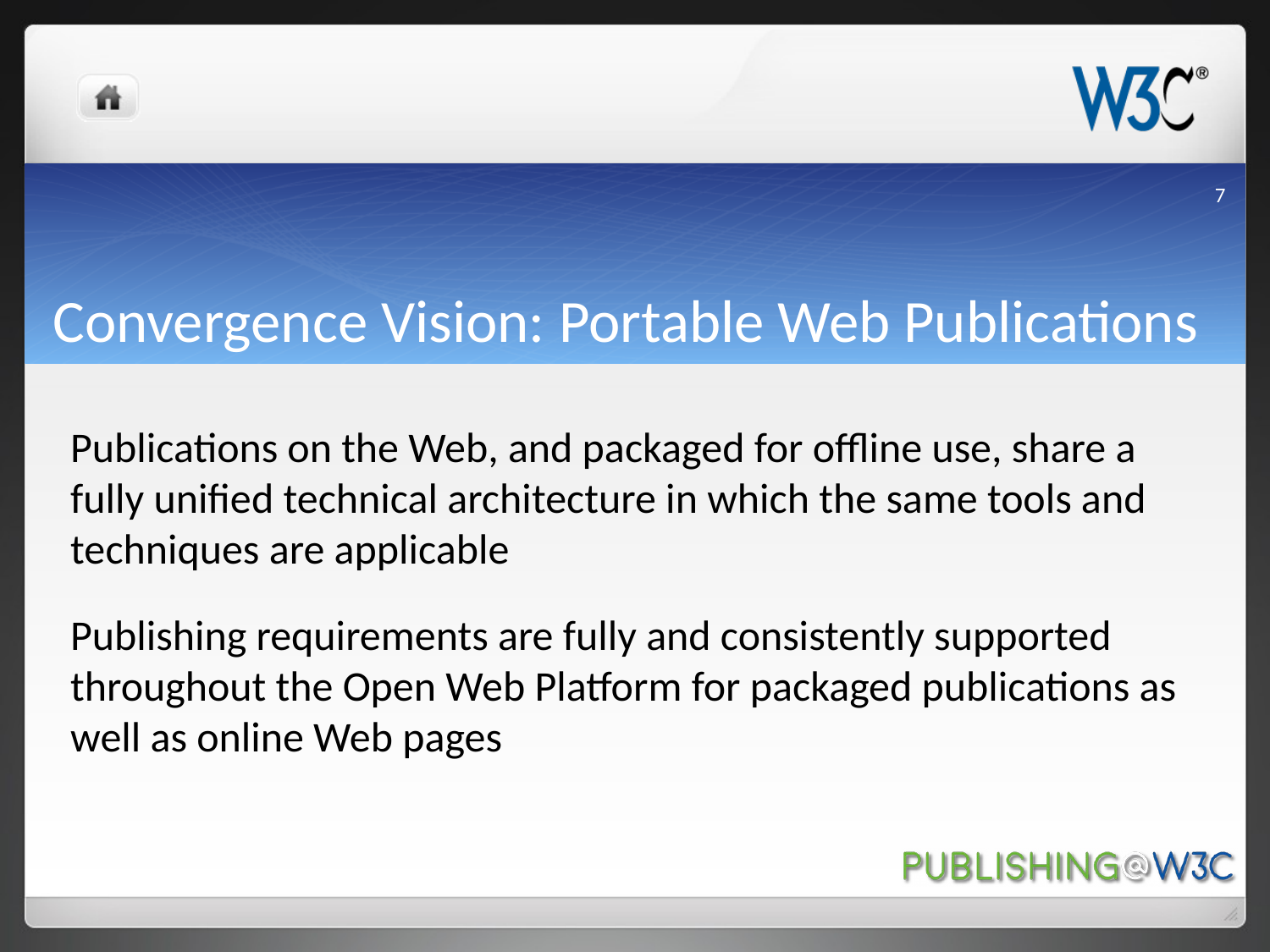# Convergence Vision: Portable Web Publications

Publications on the Web, and packaged for offline use, share a fully unified technical architecture in which the same tools and techniques are applicable

Publishing requirements are fully and consistently supported throughout the Open Web Platform for packaged publications as well as online Web pages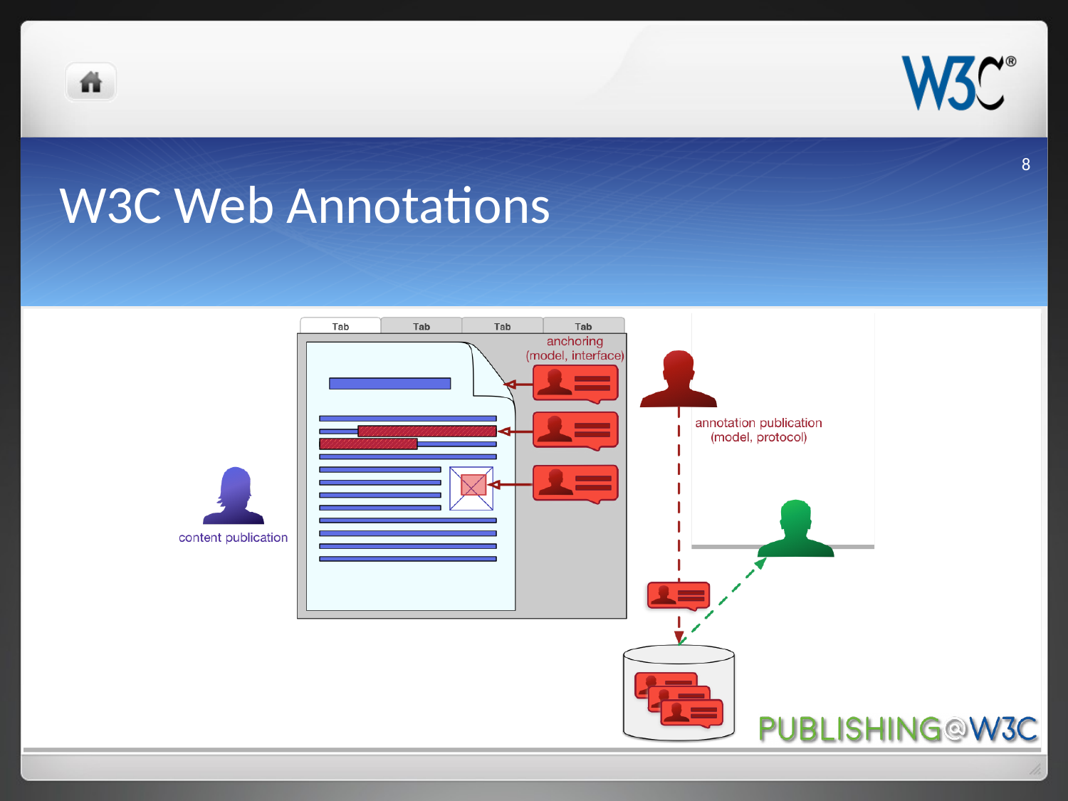# W3C Web Annotations

Tab | Tab | Tab | Tab

anchoring (model, interface)

annotation publication (model, protocol)

content publication

PUBLISHING@W3C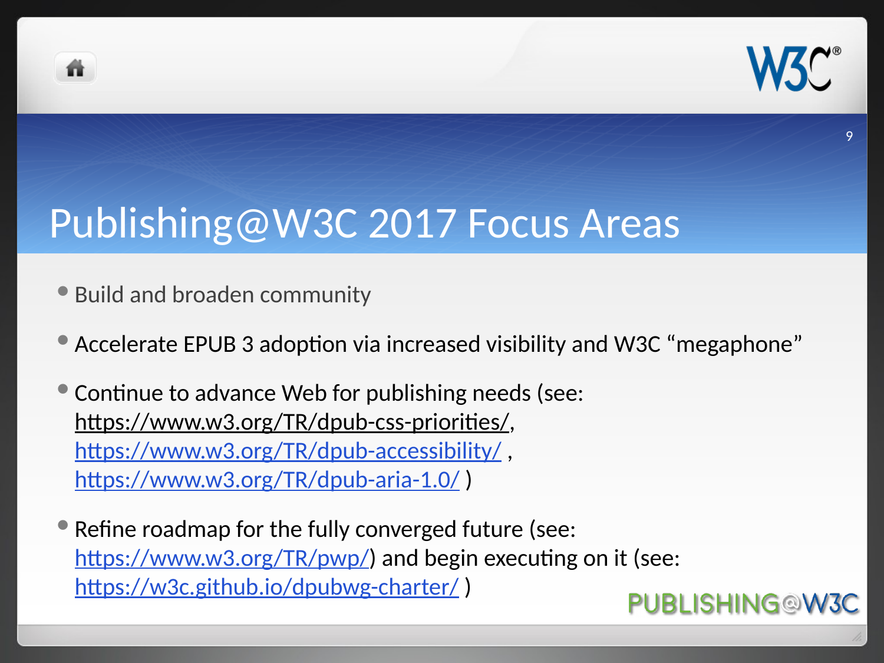# Publishing@W3C 2017 Focus Areas

- Build and broaden community
- Accelerate EPUB 3 adoption via increased visibility and W3C "megaphone"
- Continue to advance Web for publishing needs (see: https://www.w3.org/TR/dpub-css-priorities/, https://www.w3.org/TR/dpub-accessibility/ , https://www.w3.org/TR/dpub-aria-1.0/ )
- Refine roadmap for the fully converged future (see: https://www.w3.org/TR/pwp/) and begin executing on it (see: https://w3c.github.io/dpubwg-charter/ )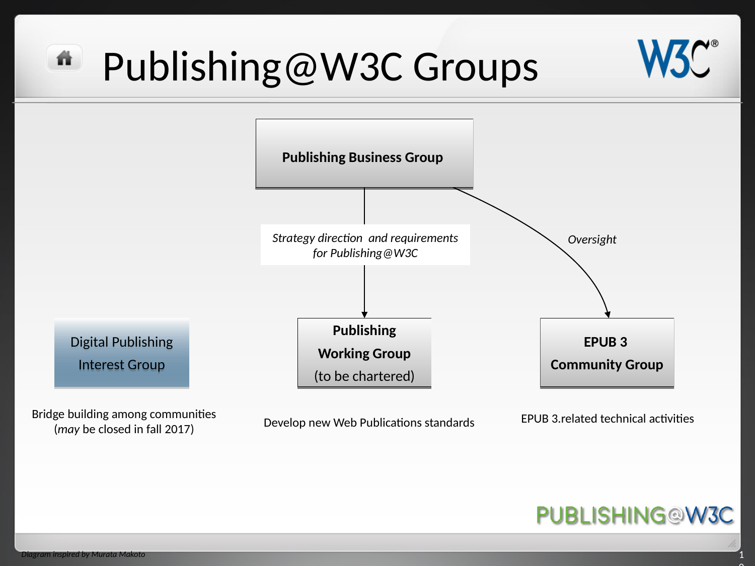# Publishing@W3C Groups

**Publishing Business Group**

*Strategy direction and requirements for Publishing@W3C*

*Oversight*

Digital Publishing Interest Group

Bridge building among communities (*may* be closed in fall 2017)

**Publishing Working Group** (to be chartered)

Develop new Web Publications standards

**EPUB 3 Community Group**

EPUB 3.related technical activities

PUBLISHING@W3C

*Diagram inspired by Murata Makoto*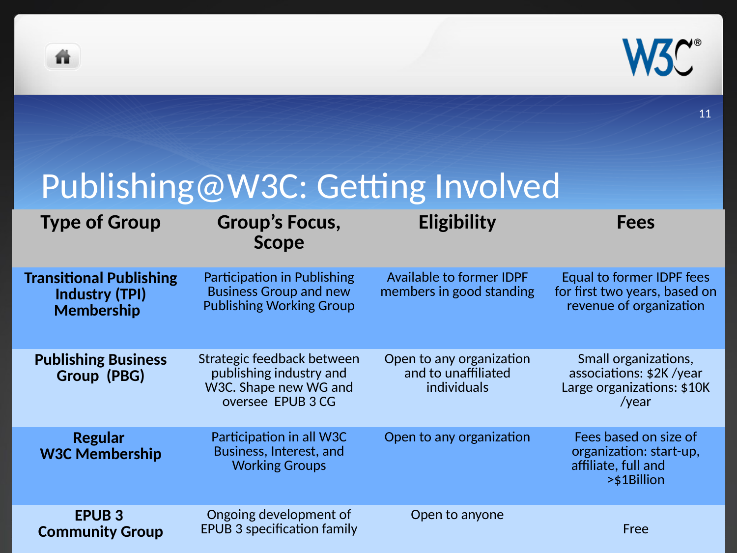# Publishing@W3C: Getting Involved

| Type of Group | Group's Focus, Scope | Eligibility | Fees |
|---|---|---|---|
| **Transitional Publishing Industry (TPI) Membership** | Participation in Publishing Business Group and new Publishing Working Group | Available to former IDPF members in good standing | Equal to former IDPF fees for first two years, based on revenue of organization |
| **Publishing Business Group (PBG)** | Strategic feedback between publishing industry and W3C. Shape new WG and oversee EPUB 3 CG | Open to any organization and to unaffiliated individuals | Small organizations, associations: $2K /year Large organizations: $10K /year |
| **Regular W3C Membership** | Participation in all W3C Business, Interest, and Working Groups | Open to any organization | Fees based on size of organization: start-up, affiliate, full and >$1Billion |
| **EPUB 3 Community Group** | Ongoing development of EPUB 3 specification family | Open to anyone | Free |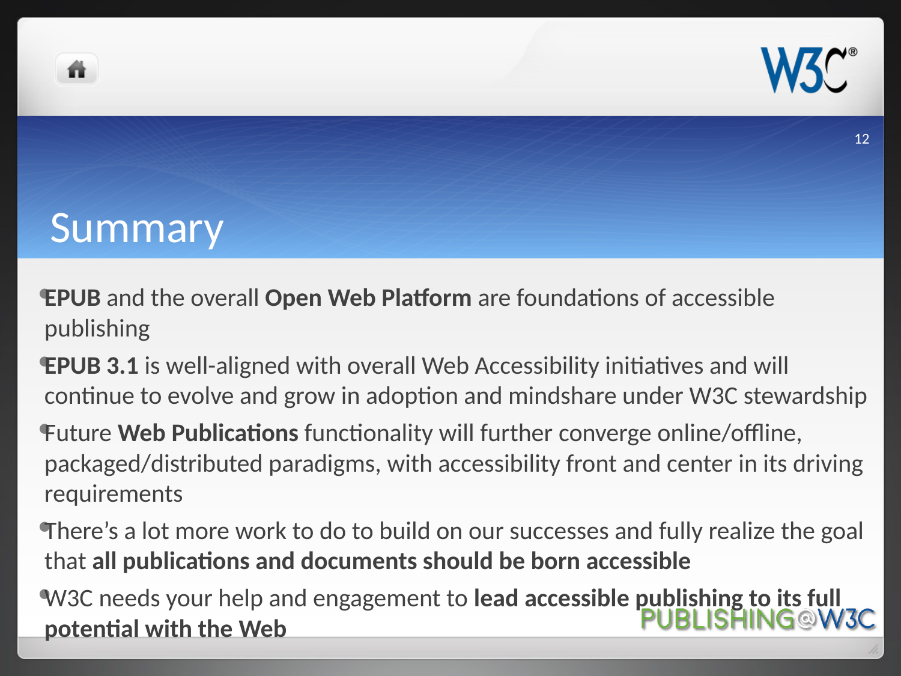# Summary

- **EPUB** and the overall **Open Web Platform** are foundations of accessible publishing
- **EPUB 3.1** is well-aligned with overall Web Accessibility initiatives and will continue to evolve and grow in adoption and mindshare under W3C stewardship
- Future **Web Publications** functionality will further converge online/offline, packaged/distributed paradigms, with accessibility front and center in its driving requirements
- There's a lot more work to do to build on our successes and fully realize the goal that **all publications and documents should be born accessible**
- W3C needs your help and engagement to **lead accessible publishing to its full potential with the Web**

PUBLISHING@W3C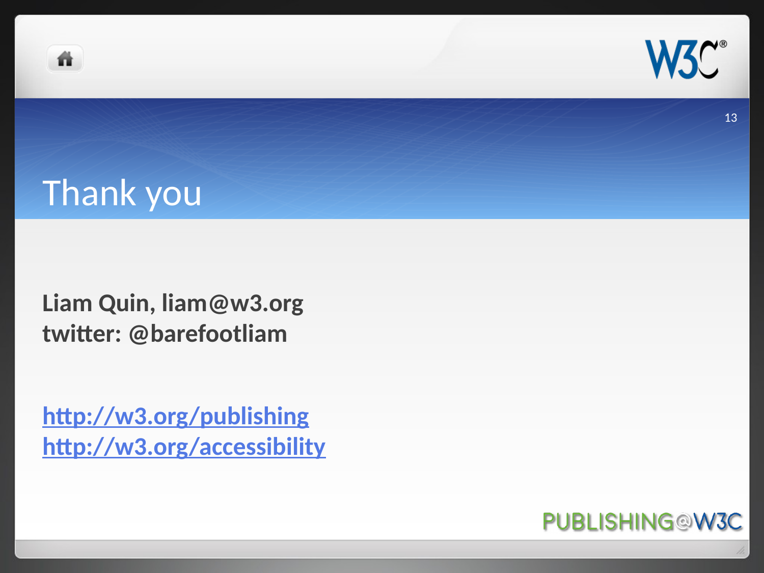# Thank you

**Liam Quin, liam@w3.org**
**twitter: @barefootliam**

**[http://w3.org/publishing](http://w3.org/publishing)**
**[http://w3.org/accessibility](http://w3.org/accessibility)**

PUBLISHING@W3C